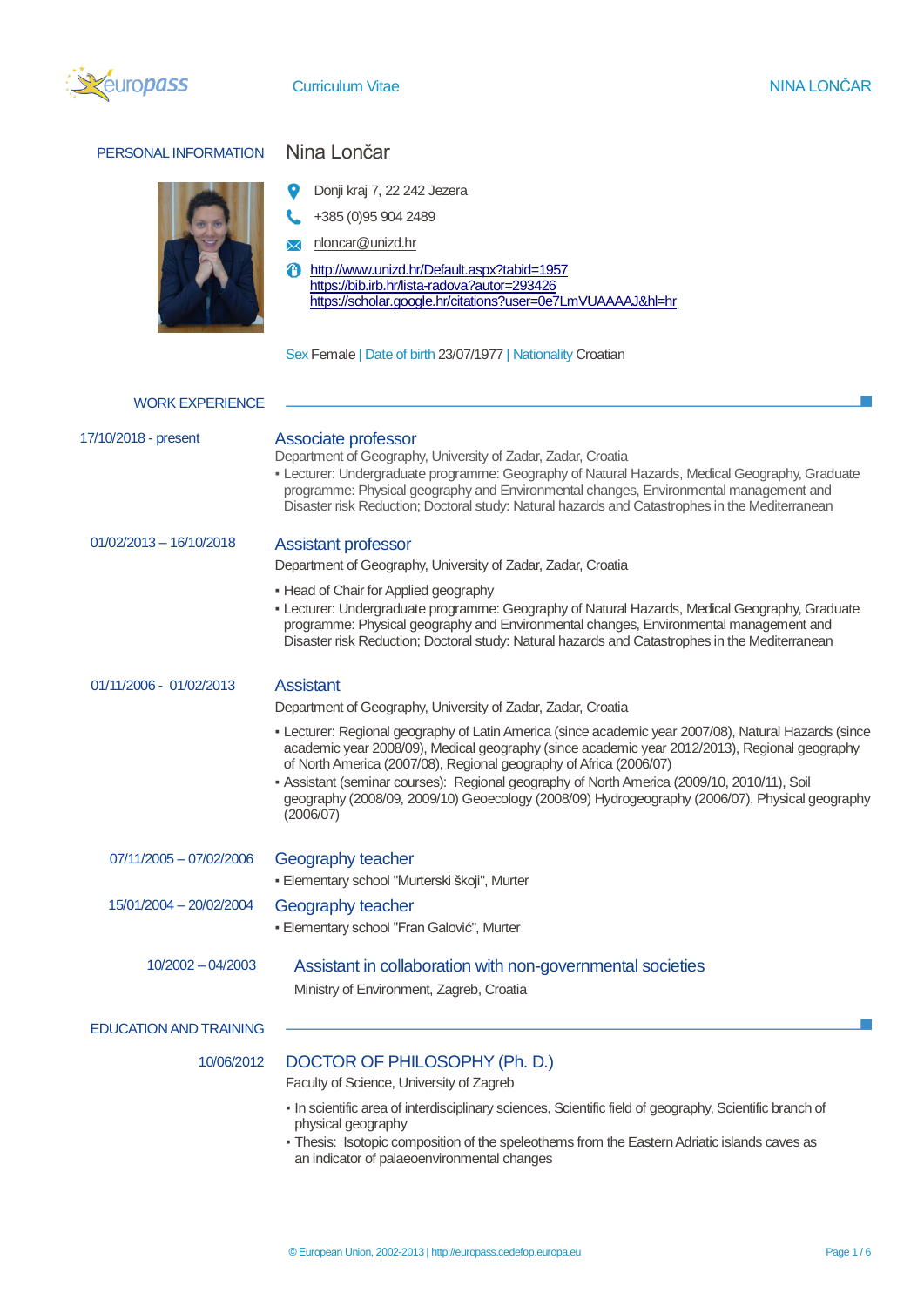# Curriculum Vitae

## PERSONAL INFORMATION

**Nina Lončar**

Donji kraj 7, 22 242 Jezera

+385 (0)95 904 2489

nloncar@unizd.hr

http://www.unizd.hr/Default.aspx?tabid=1957
https://bib.irb.hr/lista-radova?autor=293426
https://scholar.google.hr/citations?user=0e7LmVUAAAAJ&hl=hr

Sex Female | Date of birth 23/07/1977 | Nationality Croatian

## WORK EXPERIENCE

**17/10/2018 - present**

### Associate professor

Department of Geography, University of Zadar, Zadar, Croatia

- Lecturer: Undergraduate programme: Geography of Natural Hazards, Medical Geography, Graduate programme: Physical geography and Environmental changes, Environmental management and Disaster risk Reduction; Doctoral study: Natural hazards and Catastrophes in the Mediterranean

**01/02/2013 – 16/10/2018**

### Assistant professor

Department of Geography, University of Zadar, Zadar, Croatia

- Head of Chair for Applied geography
- Lecturer: Undergraduate programme: Geography of Natural Hazards, Medical Geography, Graduate programme: Physical geography and Environmental changes, Environmental management and Disaster risk Reduction; Doctoral study: Natural hazards and Catastrophes in the Mediterranean

**01/11/2006 - 01/02/2013**

### Assistant

Department of Geography, University of Zadar, Zadar, Croatia

- Lecturer: Regional geography of Latin America (since academic year 2007/08), Natural Hazards (since academic year 2008/09), Medical geography (since academic year 2012/2013), Regional geography of North America (2007/08), Regional geography of Africa (2006/07)
- Assistant (seminar courses): Regional geography of North America (2009/10, 2010/11), Soil geography (2008/09, 2009/10) Geoecology (2008/09) Hydrogeography (2006/07), Physical geography (2006/07)

**07/11/2005 – 07/02/2006**

### Geography teacher

- Elementary school "Murterski škoji", Murter

**15/01/2004 – 20/02/2004**

### Geography teacher

- Elementary school "Fran Galović", Murter

**10/2002 – 04/2003**

### Assistant in collaboration with non-governmental societies

Ministry of Environment, Zagreb, Croatia

## EDUCATION AND TRAINING

**10/06/2012**

### DOCTOR OF PHILOSOPHY (Ph. D.)

Faculty of Science, University of Zagreb

- In scientific area of interdisciplinary sciences, Scientific field of geography, Scientific branch of physical geography
- Thesis: Isotopic composition of the speleothems from the Eastern Adriatic islands caves as an indicator of palaeoenvironmental changes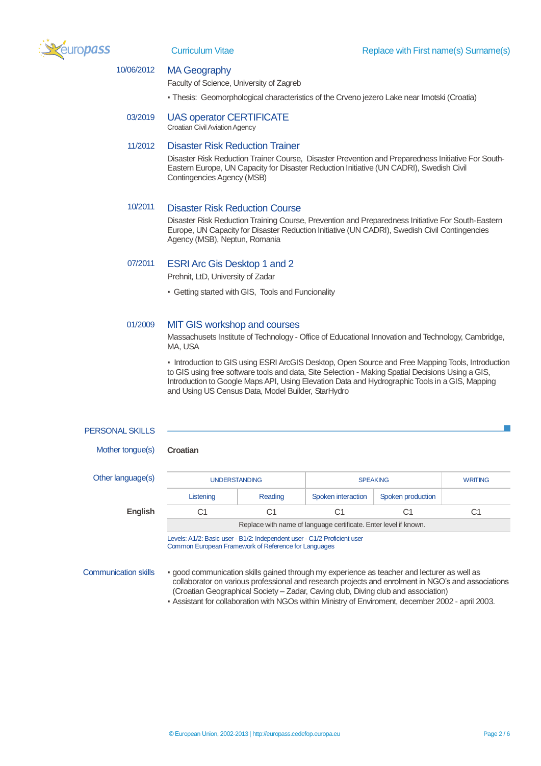10/06/2012 **MA Geography**

Faculty of Science, University of Zagreb

▪ Thesis: Geomorphological characteristics of the Crveno jezero Lake near Imotski (Croatia)

03/2019 **UAS operator CERTIFICATE**

Croatian Civil Aviation Agency

11/2012 **Disaster Risk Reduction Trainer**

Disaster Risk Reduction Trainer Course, Disaster Prevention and Preparedness Initiative For South-Eastern Europe, UN Capacity for Disaster Reduction Initiative (UN CADRI), Swedish Civil Contingencies Agency (MSB)

10/2011 **Disaster Risk Reduction Course**

Disaster Risk Reduction Training Course, Prevention and Preparedness Initiative For South-Eastern Europe, UN Capacity for Disaster Reduction Initiative (UN CADRI), Swedish Civil Contingencies Agency (MSB), Neptun, Romania

07/2011 **ESRI Arc Gis Desktop 1 and 2**

Prehnit, LtD, University of Zadar

▪ Getting started with GIS, Tools and Funcionality

01/2009 **MIT GIS workshop and courses**

Massachusets Institute of Technology - Office of Educational Innovation and Technology, Cambridge, MA, USA

▪ Introduction to GIS using ESRI ArcGIS Desktop, Open Source and Free Mapping Tools, Introduction to GIS using free software tools and data, Site Selection - Making Spatial Decisions Using a GIS, Introduction to Google Maps API, Using Elevation Data and Hydrographic Tools in a GIS, Mapping and Using US Census Data, Model Builder, StarHydro

## PERSONAL SKILLS

Mother tongue(s): **Croatian**

Other language(s)

| | UNDERSTANDING | | SPEAKING | | WRITING |
|---|---|---|---|---|---|
| | Listening | Reading | Spoken interaction | Spoken production | |
| **English** | C1 | C1 | C1 | C1 | C1 |
| | Replace with name of language certificate. Enter level if known. | | | | |

Levels: A1/2: Basic user - B1/2: Independent user - C1/2 Proficient user
Common European Framework of Reference for Languages

Communication skills

▪ good communication skills gained through my experience as teacher and lecturer as well as collaborator on various professional and research projects and enrolment in NGO's and associations (Croatian Geographical Society – Zadar, Caving club, Diving club and association)
▪ Assistant for collaboration with NGOs within Ministry of Enviroment, december 2002 - april 2003.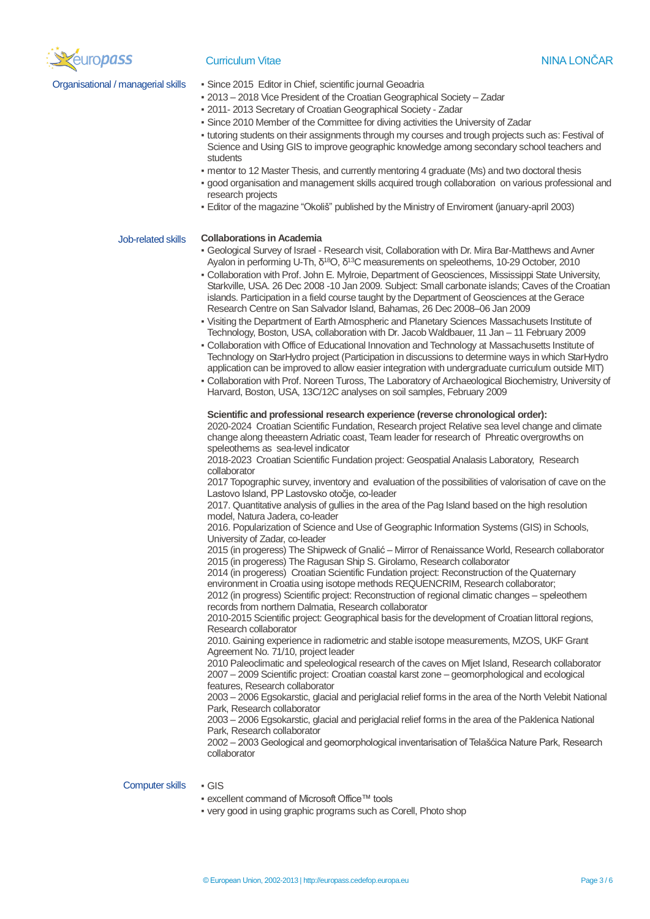## Organisational / managerial skills

- Since 2015 Editor in Chief, scientific journal Geoadria
- 2013 – 2018 Vice President of the Croatian Geographical Society – Zadar
- 2011- 2013 Secretary of Croatian Geographical Society - Zadar
- Since 2010 Member of the Committee for diving activities the University of Zadar
- tutoring students on their assignments through my courses and trough projects such as: Festival of Science and Using GIS to improve geographic knowledge among secondary school teachers and students
- mentor to 12 Master Thesis, and currently mentoring 4 graduate (Ms) and two doctoral thesis
- good organisation and management skills acquired trough collaboration on various professional and research projects
- Editor of the magazine "Okoliš" published by the Ministry of Enviroment (january-april 2003)

## Job-related skills

**Collaborations in Academia**

- Geological Survey of Israel - Research visit, Collaboration with Dr. Mira Bar-Matthews and Avner Ayalon in performing U-Th, $\delta^{18}O$, $\delta^{13}C$ measurements on speleothems, 10-29 October, 2010
- Collaboration with Prof. John E. Mylroie, Department of Geosciences, Mississippi State University, Starkville, USA. 26 Dec 2008 -10 Jan 2009. Subject: Small carbonate islands; Caves of the Croatian islands. Participation in a field course taught by the Department of Geosciences at the Gerace Research Centre on San Salvador Island, Bahamas, 26 Dec 2008–06 Jan 2009
- Visiting the Department of Earth Atmospheric and Planetary Sciences Massachusetts Institute of Technology, Boston, USA, collaboration with Dr. Jacob Waldbauer, 11 Jan – 11 February 2009
- Collaboration with Office of Educational Innovation and Technology at Massachusetts Institute of Technology on StarHydro project (Participation in discussions to determine ways in which StarHydro application can be improved to allow easier integration with undergraduate curriculum outside MIT)
- Collaboration with Prof. Noreen Tuross, The Laboratory of Archaeological Biochemistry, University of Harvard, Boston, USA, 13C/12C analyses on soil samples, February 2009

**Scientific and professional research experience (reverse chronological order):**

2020-2024 Croatian Scientific Fundation, Research project Relative sea level change and climate change along theeastern Adriatic coast, Team leader for research of Phreatic overgrowths on speleothems as sea-level indicator

2018-2023 Croatian Scientific Fundation project: Geospatial Analasis Laboratory, Research collaborator

2017 Topographic survey, inventory and evaluation of the possibilities of valorisation of cave on the Lastovo Island, PP Lastovsko otočje, co-leader

2017. Quantitative analysis of gullies in the area of the Pag Island based on the high resolution model, Natura Jadera, co-leader

2016. Popularization of Science and Use of Geographic Information Systems (GIS) in Schools, University of Zadar, co-leader

2015 (in progeress) The Shipweck of Gnalić – Mirror of Renaissance World, Research collaborator

2015 (in progeress) The Ragusan Ship S. Girolamo, Research collaborator

2014 (in progeress) Croatian Scientific Fundation project: Reconstruction of the Quaternary environment in Croatia using isotope methods REQUENCRIM, Research collaborator;

2012 (in progress) Scientific project: Reconstruction of regional climatic changes – speleothem records from northern Dalmatia, Research collaborator

2010-2015 Scientific project: Geographical basis for the development of Croatian littoral regions, Research collaborator

2010. Gaining experience in radiometric and stable isotope measurements, MZOS, UKF Grant Agreement No. 71/10, project leader

2010 Paleoclimatic and speleological research of the caves on Mljet Island, Research collaborator

2007 – 2009 Scientific project: Croatian coastal karst zone – geomorphological and ecological features, Research collaborator

2003 – 2006 Egsokarstic, glacial and periglacial relief forms in the area of the North Velebit National Park, Research collaborator

2003 – 2006 Egsokarstic, glacial and periglacial relief forms in the area of the Paklenica National Park, Research collaborator

2002 – 2003 Geological and geomorphological inventarisation of Telašćica Nature Park, Research collaborator

## Computer skills

- GIS
- excellent command of Microsoft Office™ tools
- very good in using graphic programs such as Corell, Photo shop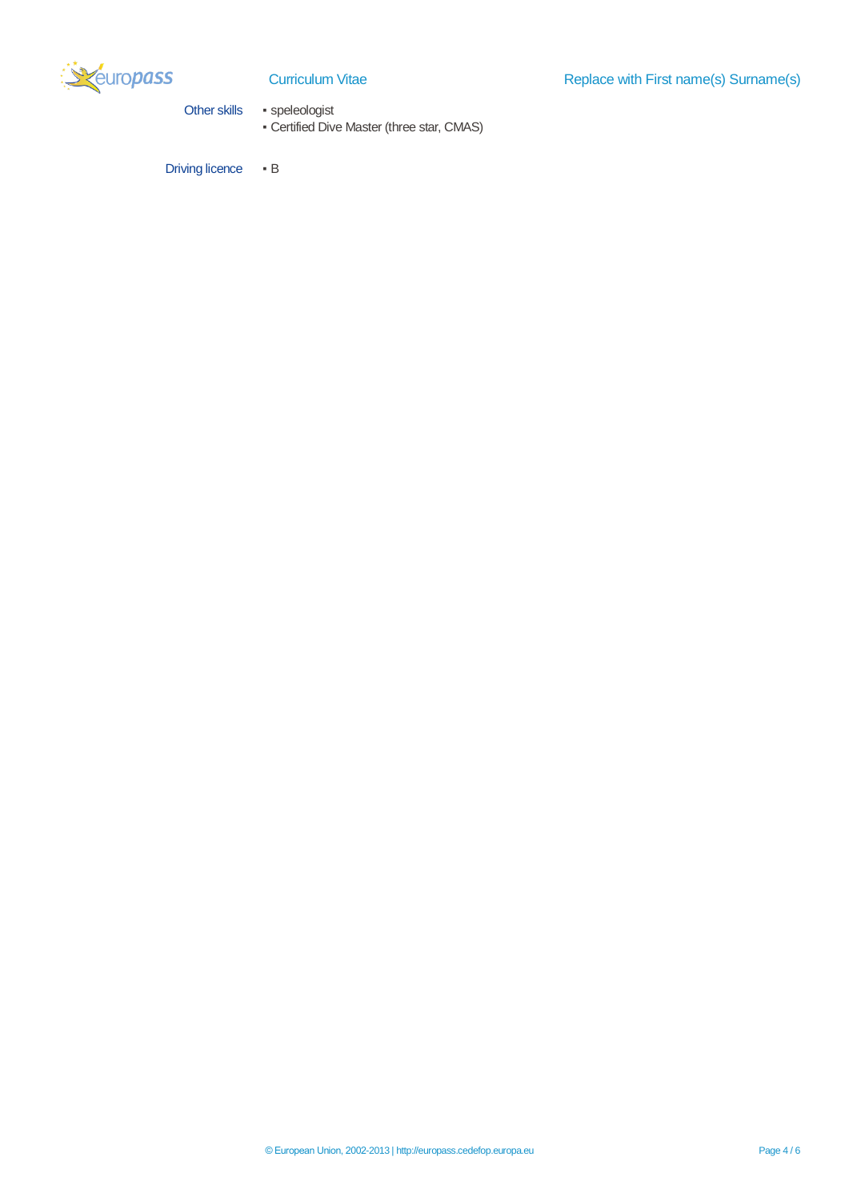**Other skills**

▪ speleologist
▪ Certified Dive Master (three star, CMAS)

**Driving licence**

▪ B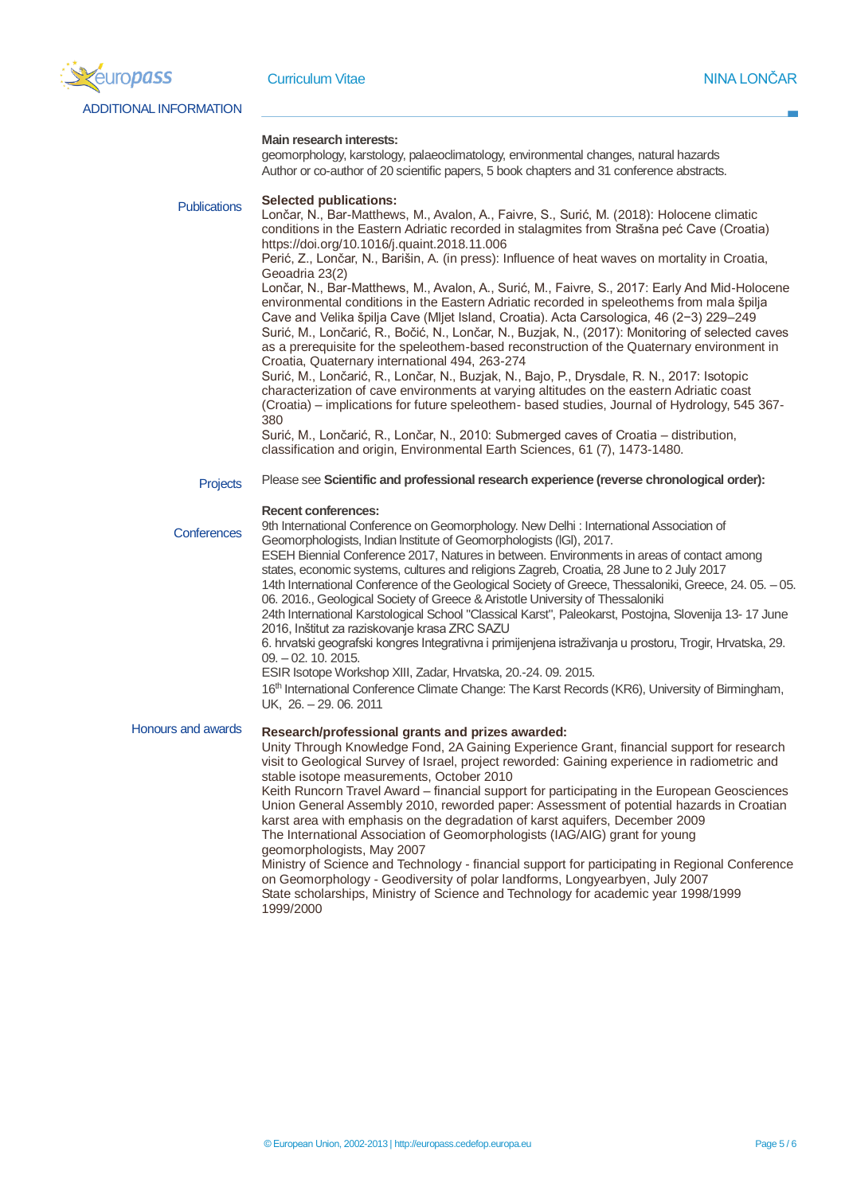## ADDITIONAL INFORMATION

**Main research interests:**
geomorphology, karstology, palaeoclimatology, environmental changes, natural hazards
Author or co-author of 20 scientific papers, 5 book chapters and 31 conference abstracts.

### Publications

**Selected publications:**

Lončar, N., Bar-Matthews, M., Avalon, A., Faivre, S., Surić, M. (2018): Holocene climatic conditions in the Eastern Adriatic recorded in stalagmites from Strašna peć Cave (Croatia) https://doi.org/10.1016/j.quaint.2018.11.006

Perić, Z., Lončar, N., Barišin, A. (in press): Influence of heat waves on mortality in Croatia, Geoadria 23(2)

Lončar, N., Bar-Matthews, M., Avalon, A., Surić, M., Faivre, S., 2017: Early And Mid-Holocene environmental conditions in the Eastern Adriatic recorded in speleothems from mala špilja Cave and Velika špilja Cave (Mljet Island, Croatia). Acta Carsologica, 46 (2−3) 229–249

Surić, M., Lončarić, R., Bočić, N., Lončar, N., Buzjak, N., (2017): Monitoring of selected caves as a prerequisite for the speleothem-based reconstruction of the Quaternary environment in Croatia, Quaternary international 494, 263-274

Surić, M., Lončarić, R., Lončar, N., Buzjak, N., Bajo, P., Drysdale, R. N., 2017: Isotopic characterization of cave environments at varying altitudes on the eastern Adriatic coast (Croatia) – implications for future speleothem- based studies, Journal of Hydrology, 545 367-380

Surić, M., Lončarić, R., Lončar, N., 2010: Submerged caves of Croatia – distribution, classification and origin, Environmental Earth Sciences, 61 (7), 1473-1480.

### Projects

Please see **Scientific and professional research experience (reverse chronological order):**

### Conferences

**Recent conferences:**

9th International Conference on Geomorphology. New Delhi : International Association of Geomorphologists, Indian Institute of Geomorphologists (IGI), 2017.

ESEH Biennial Conference 2017, Natures in between. Environments in areas of contact among states, economic systems, cultures and religions Zagreb, Croatia, 28 June to 2 July 2017

14th International Conference of the Geological Society of Greece, Thessaloniki, Greece, 24. 05. – 05. 06. 2016., Geological Society of Greece & Aristotle University of Thessaloniki

24th International Karstological School "Classical Karst", Paleokarst, Postojna, Slovenija 13- 17 June 2016, Inštitut za raziskovanje krasa ZRC SAZU

6. hrvatski geografski kongres Integrativna i primijenjena istraživanja u prostoru, Trogir, Hrvatska, 29. 09. – 02. 10. 2015.

ESIR Isotope Workshop XIII, Zadar, Hrvatska, 20.-24. 09. 2015.

16th International Conference Climate Change: The Karst Records (KR6), University of Birmingham, UK, 26. – 29. 06. 2011

### Honours and awards

**Research/professional grants and prizes awarded:**

Unity Through Knowledge Fond, 2A Gaining Experience Grant, financial support for research visit to Geological Survey of Israel, project reworded: Gaining experience in radiometric and stable isotope measurements, October 2010

Keith Runcorn Travel Award – financial support for participating in the European Geosciences Union General Assembly 2010, reworded paper: Assessment of potential hazards in Croatian karst area with emphasis on the degradation of karst aquifers, December 2009

The International Association of Geomorphologists (IAG/AIG) grant for young geomorphologists, May 2007

Ministry of Science and Technology - financial support for participating in Regional Conference on Geomorphology - Geodiversity of polar landforms, Longyearbyen, July 2007

State scholarships, Ministry of Science and Technology for academic year 1998/1999 1999/2000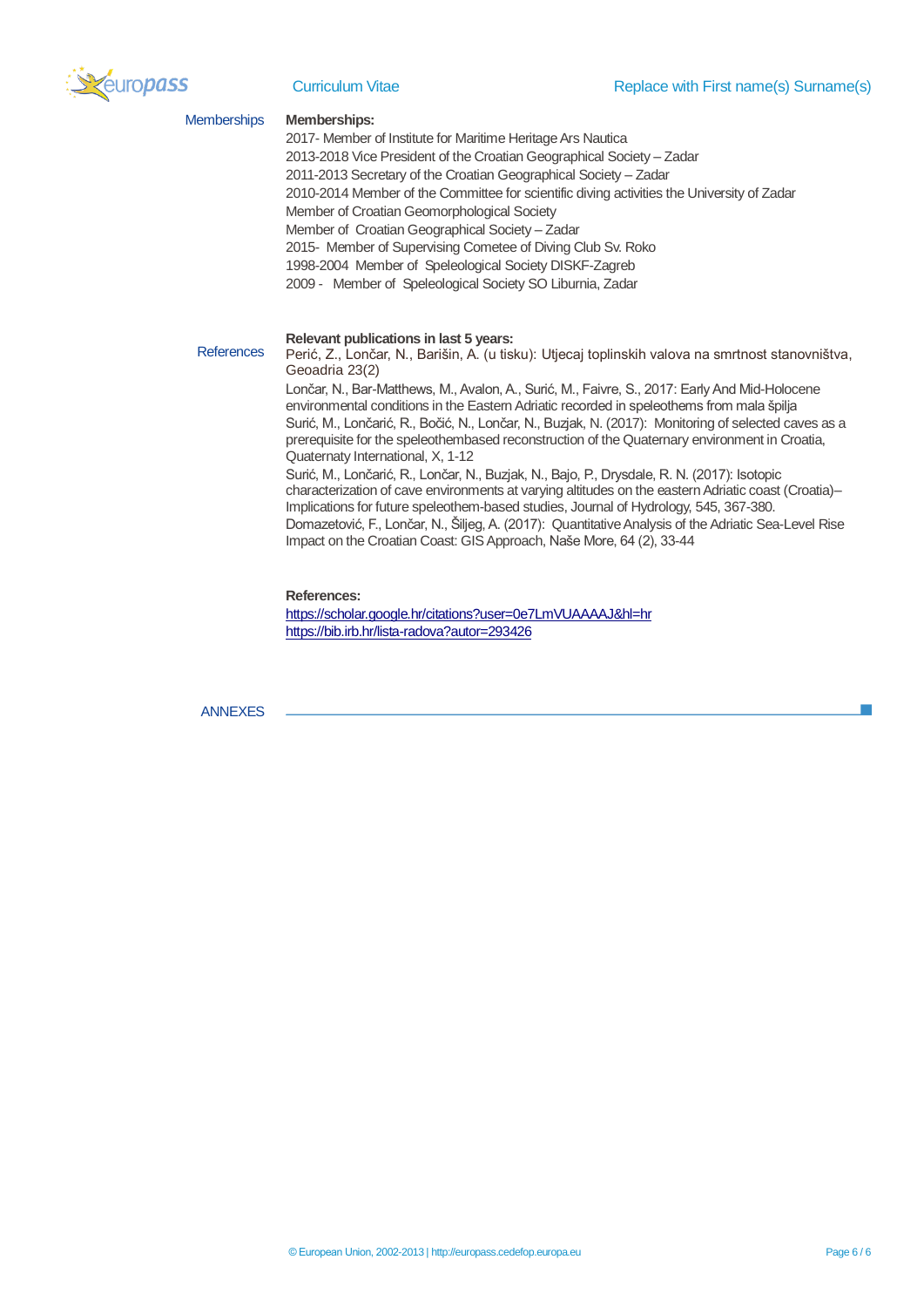Memberships

**Memberships:**

2017- Member of Institute for Maritime Heritage Ars Nautica
2013-2018 Vice President of the Croatian Geographical Society – Zadar
2011-2013 Secretary of the Croatian Geographical Society – Zadar
2010-2014 Member of the Committee for scientific diving activities the University of Zadar
Member of Croatian Geomorphological Society
Member of Croatian Geographical Society – Zadar
2015- Member of Supervising Cometee of Diving Club Sv. Roko
1998-2004 Member of Speleological Society DISKF-Zagreb
2009 - Member of Speleological Society SO Liburnia, Zadar

References

**Relevant publications in last 5 years:**

Perić, Z., Lončar, N., Barišin, A. (u tisku): Utjecaj toplinskih valova na smrtnost stanovništva, Geoadria 23(2)
Lončar, N., Bar-Matthews, M., Avalon, A., Surić, M., Faivre, S., 2017: Early And Mid-Holocene environmental conditions in the Eastern Adriatic recorded in speleothems from mala špilja
Surić, M., Lončarić, R., Bočić, N., Lončar, N., Buzjak, N. (2017): Monitoring of selected caves as a prerequisite for the speleothembased reconstruction of the Quaternary environment in Croatia, Quaternaty International, X, 1-12
Surić, M., Lončarić, R., Lončar, N., Buzjak, N., Bajo, P., Drysdale, R. N. (2017): Isotopic characterization of cave environments at varying altitudes on the eastern Adriatic coast (Croatia)– Implications for future speleothem-based studies, Journal of Hydrology, 545, 367-380.
Domazetović, F., Lončar, N., Šiljeg, A. (2017): Quantitative Analysis of the Adriatic Sea-Level Rise Impact on the Croatian Coast: GIS Approach, Naše More, 64 (2), 33-44

**References:**

https://scholar.google.hr/citations?user=0e7LmVUAAAAJ&hl=hr
https://bib.irb.hr/lista-radova?autor=293426

ANNEXES